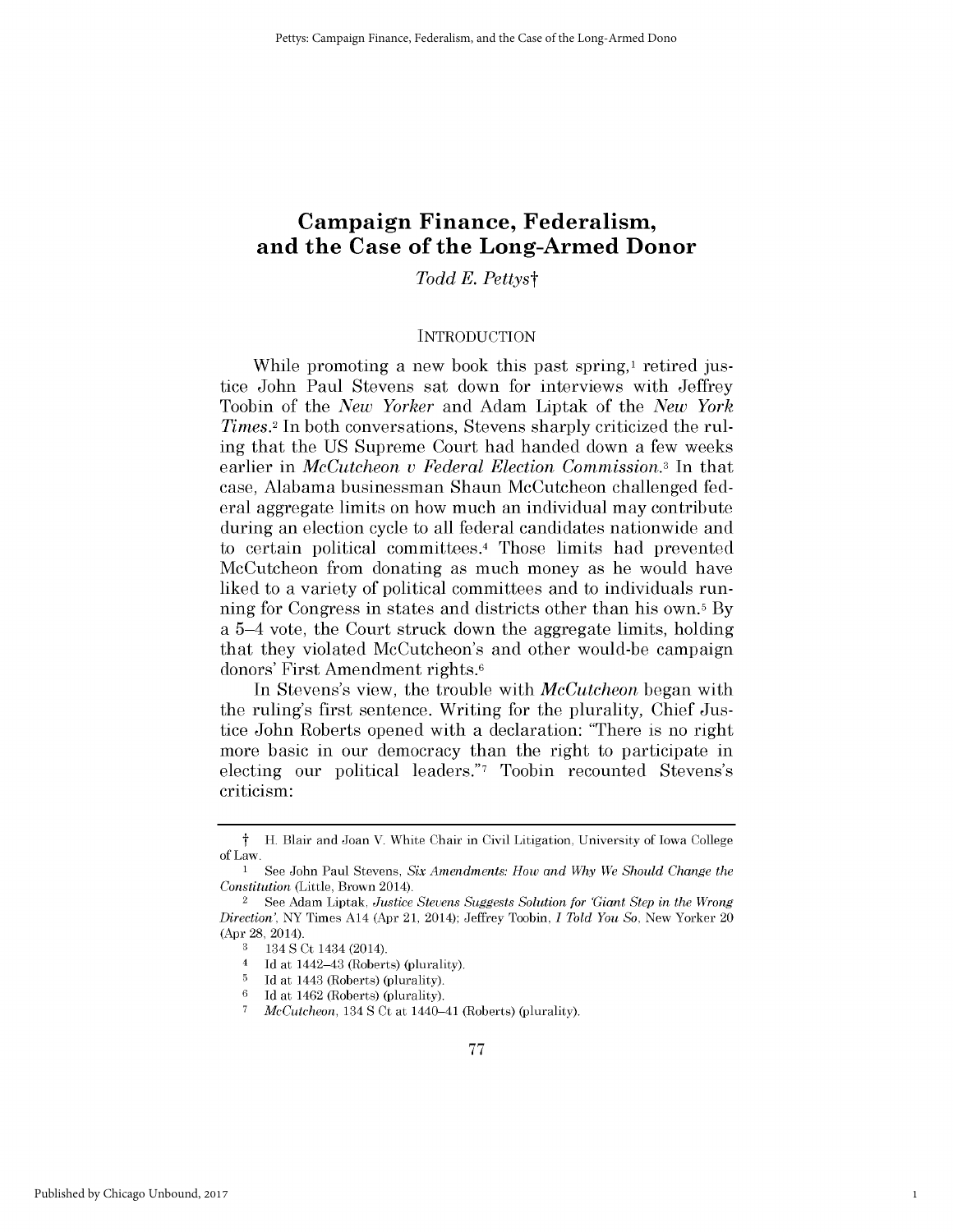# Campaign Finance, Federalism, and the Case of the Long-Armed Donor

*Todd E. Pettys*†

## INTRODUCTION

While promoting a new book this past spring,[1] retired justice John Paul Stevens sat down for interviews with Jeffrey Toobin of the *New Yorker* and Adam Liptak of the *New York Times*.[2] In both conversations, Stevens sharply criticized the ruling that the US Supreme Court had handed down a few weeks earlier in *McCutcheon v Federal Election Commission*.[3] In that case, Alabama businessman Shaun McCutcheon challenged federal aggregate limits on how much an individual may contribute during an election cycle to all federal candidates nationwide and to certain political committees.[4] Those limits had prevented McCutcheon from donating as much money as he would have liked to a variety of political committees and to individuals running for Congress in states and districts other than his own.[5] By a 5–4 vote, the Court struck down the aggregate limits, holding that they violated McCutcheon's and other would-be campaign donors' First Amendment rights.[6]

In Stevens's view, the trouble with *McCutcheon* began with the ruling's first sentence. Writing for the plurality, Chief Justice John Roberts opened with a declaration: "There is no right more basic in our democracy than the right to participate in electing our political leaders."[7] Toobin recounted Stevens's criticism:

---

† H. Blair and Joan V. White Chair in Civil Litigation, University of Iowa College of Law.

1 See John Paul Stevens, *Six Amendments: How and Why We Should Change the Constitution* (Little, Brown 2014).

2 See Adam Liptak, *Justice Stevens Suggests Solution for 'Giant Step in the Wrong Direction'*, NY Times A14 (Apr 21, 2014); Jeffrey Toobin, *I Told You So*, New Yorker 20 (Apr 28, 2014).

3 134 S Ct 1434 (2014).

4 Id at 1442–43 (Roberts) (plurality).

5 Id at 1443 (Roberts) (plurality).

6 Id at 1462 (Roberts) (plurality).

7 *McCutcheon*, 134 S Ct at 1440–41 (Roberts) (plurality).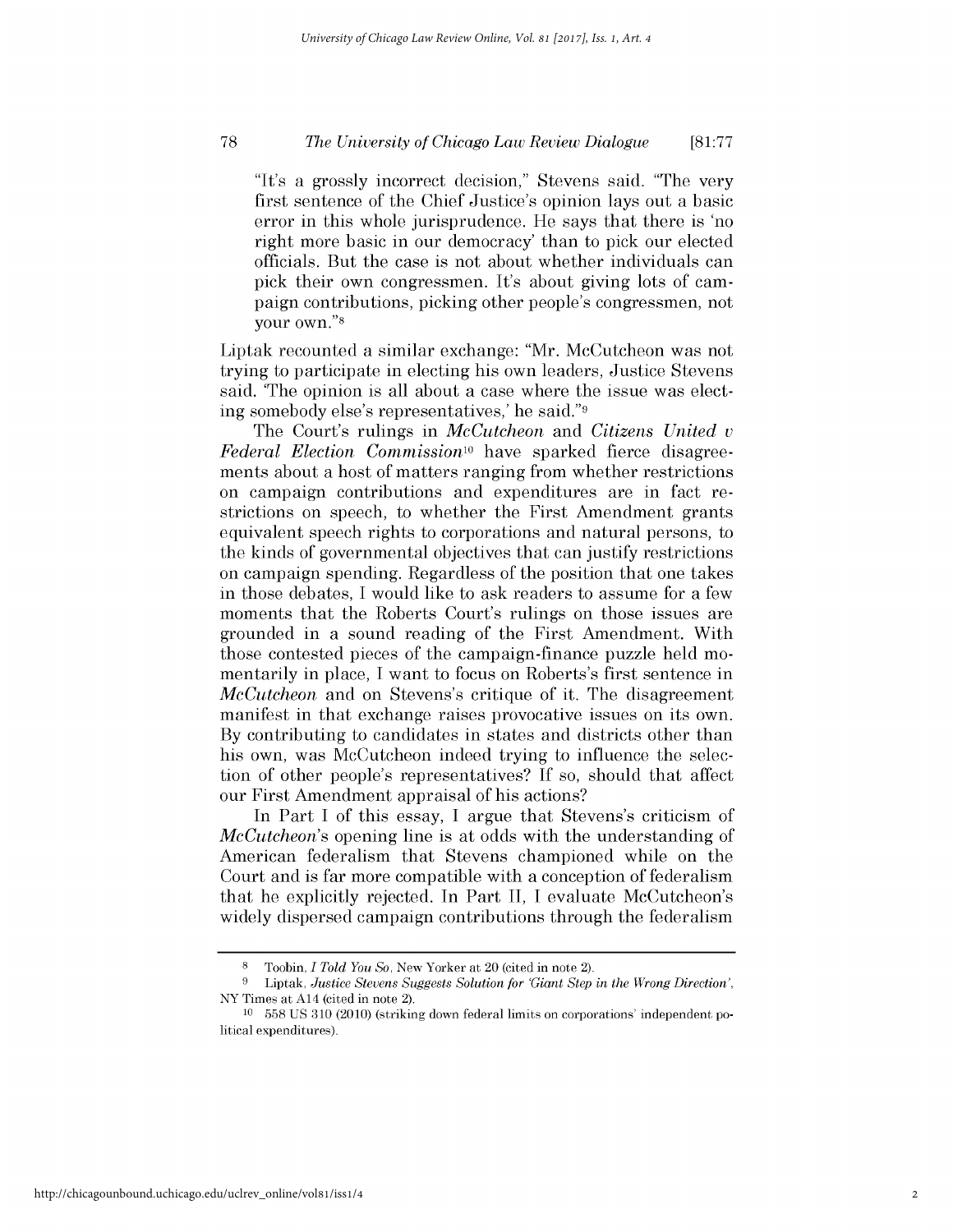> "It's a grossly incorrect decision," Stevens said. "The very first sentence of the Chief Justice's opinion lays out a basic error in this whole jurisprudence. He says that there is 'no right more basic in our democracy' than to pick our elected officials. But the case is not about whether individuals can pick their own congressmen. It's about giving lots of campaign contributions, picking other people's congressmen, not your own."[8]

Liptak recounted a similar exchange: "Mr. McCutcheon was not trying to participate in electing his own leaders, Justice Stevens said. 'The opinion is all about a case where the issue was electing somebody else's representatives,' he said."[9]

The Court's rulings in *McCutcheon* and *Citizens United v Federal Election Commission*[10] have sparked fierce disagreements about a host of matters ranging from whether restrictions on campaign contributions and expenditures are in fact restrictions on speech, to whether the First Amendment grants equivalent speech rights to corporations and natural persons, to the kinds of governmental objectives that can justify restrictions on campaign spending. Regardless of the position that one takes in those debates, I would like to ask readers to assume for a few moments that the Roberts Court's rulings on those issues are grounded in a sound reading of the First Amendment. With those contested pieces of the campaign-finance puzzle held momentarily in place, I want to focus on Roberts's first sentence in *McCutcheon* and on Stevens's critique of it. The disagreement manifest in that exchange raises provocative issues on its own. By contributing to candidates in states and districts other than his own, was McCutcheon indeed trying to influence the selection of other people's representatives? If so, should that affect our First Amendment appraisal of his actions?

In Part I of this essay, I argue that Stevens's criticism of *McCutcheon*'s opening line is at odds with the understanding of American federalism that Stevens championed while on the Court and is far more compatible with a conception of federalism that he explicitly rejected. In Part II, I evaluate McCutcheon's widely dispersed campaign contributions through the federalism

---

[8] Toobin, *I Told You So*, New Yorker at 20 (cited in note 2).

[9] Liptak, *Justice Stevens Suggests Solution for 'Giant Step in the Wrong Direction'*, NY Times at A14 (cited in note 2).

[10] 558 US 310 (2010) (striking down federal limits on corporations' independent political expenditures).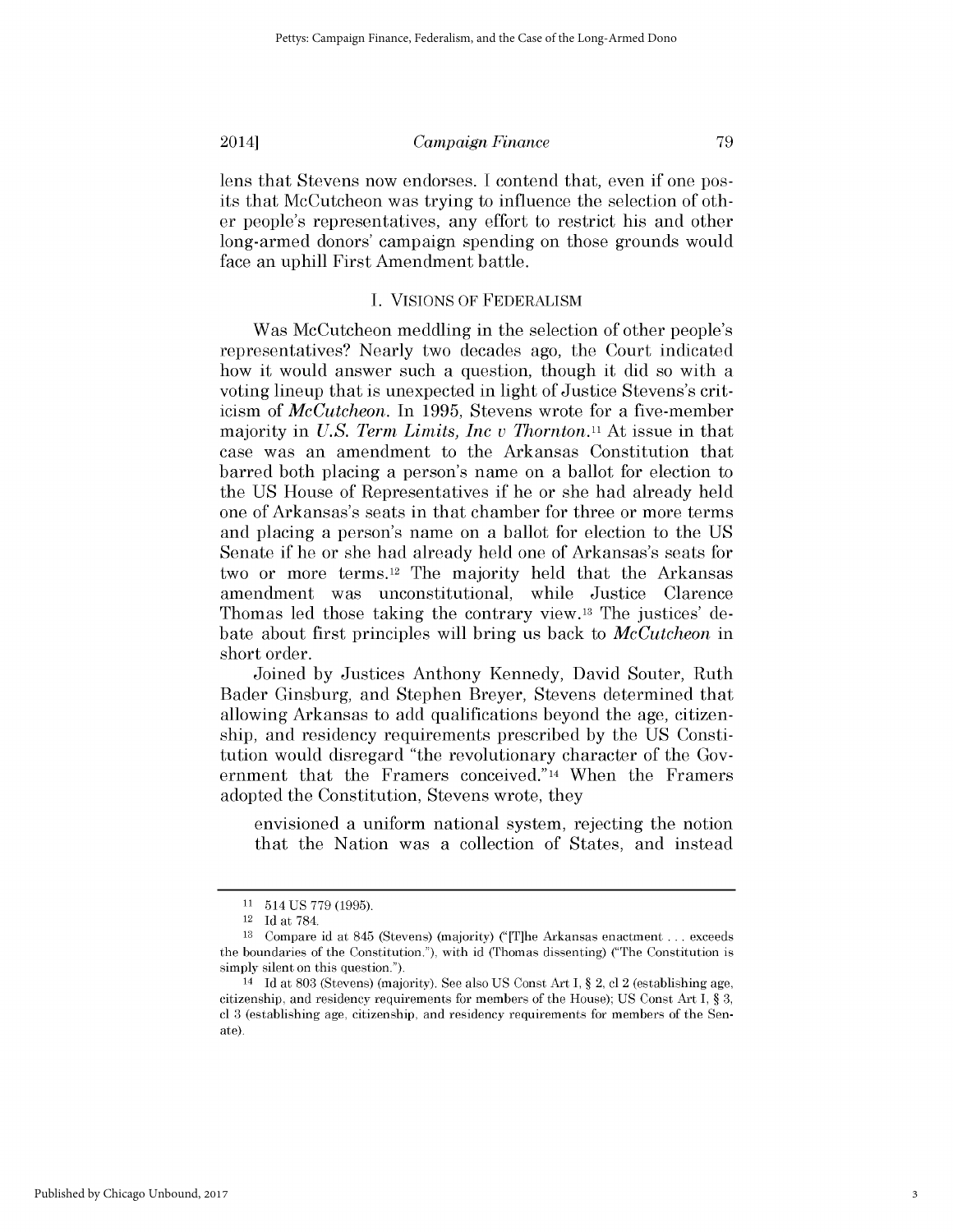lens that Stevens now endorses. I contend that, even if one posits that McCutcheon was trying to influence the selection of other people's representatives, any effort to restrict his and other long-armed donors' campaign spending on those grounds would face an uphill First Amendment battle.

## I. VISIONS OF FEDERALISM

Was McCutcheon meddling in the selection of other people's representatives? Nearly two decades ago, the Court indicated how it would answer such a question, though it did so with a voting lineup that is unexpected in light of Justice Stevens's criticism of *McCutcheon*. In 1995, Stevens wrote for a five-member majority in *U.S. Term Limits, Inc v Thornton*.[11] At issue in that case was an amendment to the Arkansas Constitution that barred both placing a person's name on a ballot for election to the US House of Representatives if he or she had already held one of Arkansas's seats in that chamber for three or more terms and placing a person's name on a ballot for election to the US Senate if he or she had already held one of Arkansas's seats for two or more terms.[12] The majority held that the Arkansas amendment was unconstitutional, while Justice Clarence Thomas led those taking the contrary view.[13] The justices' debate about first principles will bring us back to *McCutcheon* in short order.

Joined by Justices Anthony Kennedy, David Souter, Ruth Bader Ginsburg, and Stephen Breyer, Stevens determined that allowing Arkansas to add qualifications beyond the age, citizenship, and residency requirements prescribed by the US Constitution would disregard "the revolutionary character of the Government that the Framers conceived."[14] When the Framers adopted the Constitution, Stevens wrote, they

> envisioned a uniform national system, rejecting the notion that the Nation was a collection of States, and instead

---

[11] 514 US 779 (1995).

[12] Id at 784.

[13] Compare id at 845 (Stevens) (majority) ("[T]he Arkansas enactment . . . exceeds the boundaries of the Constitution."), with id (Thomas dissenting) ("The Constitution is simply silent on this question.").

[14] Id at 803 (Stevens) (majority). See also US Const Art I, § 2, cl 2 (establishing age, citizenship, and residency requirements for members of the House); US Const Art I, § 3, cl 3 (establishing age, citizenship, and residency requirements for members of the Senate).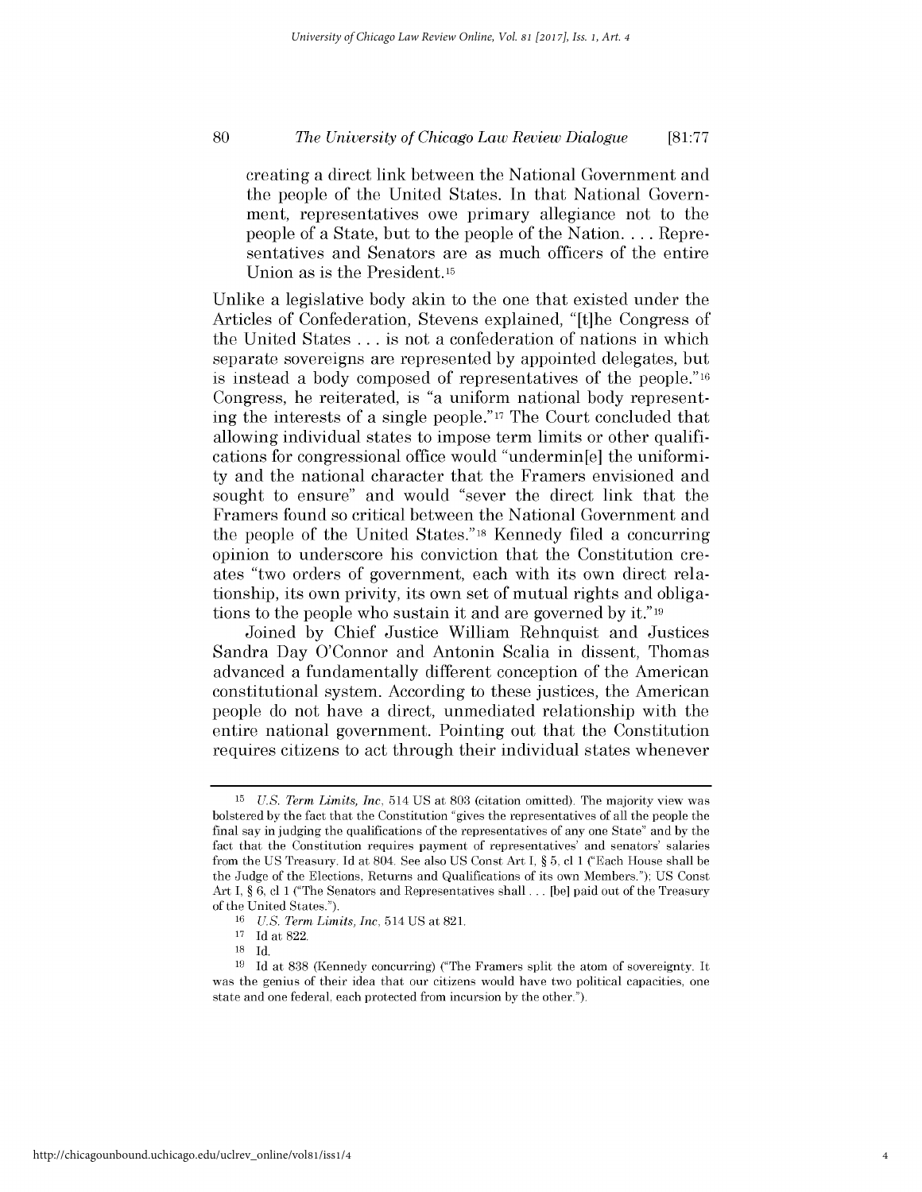> creating a direct link between the National Government and the people of the United States. In that National Government, representatives owe primary allegiance not to the people of a State, but to the people of the Nation. . . . Representatives and Senators are as much officers of the entire Union as is the President.[15]

Unlike a legislative body akin to the one that existed under the Articles of Confederation, Stevens explained, "[t]he Congress of the United States . . . is not a confederation of nations in which separate sovereigns are represented by appointed delegates, but is instead a body composed of representatives of the people."[16] Congress, he reiterated, is "a uniform national body representing the interests of a single people."[17] The Court concluded that allowing individual states to impose term limits or other qualifications for congressional office would "undermin[e] the uniformity and the national character that the Framers envisioned and sought to ensure" and would "sever the direct link that the Framers found so critical between the National Government and the people of the United States."[18] Kennedy filed a concurring opinion to underscore his conviction that the Constitution creates "two orders of government, each with its own direct relationship, its own privity, its own set of mutual rights and obligations to the people who sustain it and are governed by it."[19]

Joined by Chief Justice William Rehnquist and Justices Sandra Day O'Connor and Antonin Scalia in dissent, Thomas advanced a fundamentally different conception of the American constitutional system. According to these justices, the American people do not have a direct, unmediated relationship with the entire national government. Pointing out that the Constitution requires citizens to act through their individual states whenever

---

[15] *U.S. Term Limits, Inc*, 514 US at 803 (citation omitted). The majority view was bolstered by the fact that the Constitution "gives the representatives of all the people the final say in judging the qualifications of the representatives of any one State" and by the fact that the Constitution requires payment of representatives' and senators' salaries from the US Treasury. Id at 804. See also US Const Art I, § 5, cl 1 ("Each House shall be the Judge of the Elections, Returns and Qualifications of its own Members."); US Const Art I, § 6, cl 1 ("The Senators and Representatives shall . . . [be] paid out of the Treasury of the United States.").

[16] *U.S. Term Limits, Inc*, 514 US at 821.

[17] Id at 822.

[18] Id.

[19] Id at 838 (Kennedy concurring) ("The Framers split the atom of sovereignty. It was the genius of their idea that our citizens would have two political capacities, one state and one federal, each protected from incursion by the other.").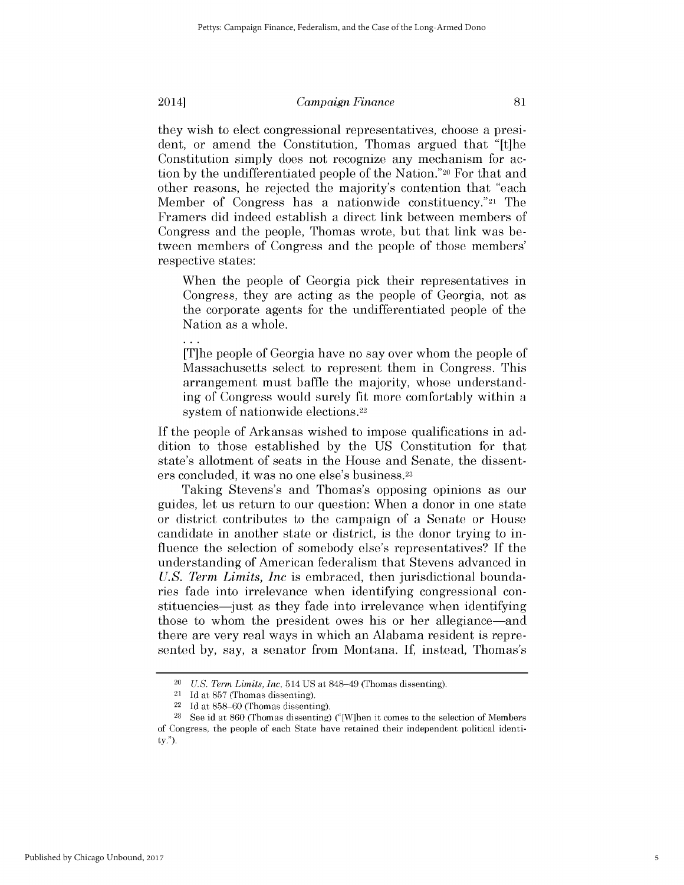they wish to elect congressional representatives, choose a president, or amend the Constitution, Thomas argued that "[t]he Constitution simply does not recognize any mechanism for action by the undifferentiated people of the Nation."[20] For that and other reasons, he rejected the majority's contention that "each Member of Congress has a nationwide constituency."[21] The Framers did indeed establish a direct link between members of Congress and the people, Thomas wrote, but that link was between members of Congress and the people of those members' respective states:

> When the people of Georgia pick their representatives in Congress, they are acting as the people of Georgia, not as the corporate agents for the undifferentiated people of the Nation as a whole.
>
> . . .
>
> [T]he people of Georgia have no say over whom the people of Massachusetts select to represent them in Congress. This arrangement must baffle the majority, whose understanding of Congress would surely fit more comfortably within a system of nationwide elections.[22]

If the people of Arkansas wished to impose qualifications in addition to those established by the US Constitution for that state's allotment of seats in the House and Senate, the dissenters concluded, it was no one else's business.[23]

Taking Stevens's and Thomas's opposing opinions as our guides, let us return to our question: When a donor in one state or district contributes to the campaign of a Senate or House candidate in another state or district, is the donor trying to influence the selection of somebody else's representatives? If the understanding of American federalism that Stevens advanced in *U.S. Term Limits, Inc* is embraced, then jurisdictional boundaries fade into irrelevance when identifying congressional constituencies—just as they fade into irrelevance when identifying those to whom the president owes his or her allegiance—and there are very real ways in which an Alabama resident is represented by, say, a senator from Montana. If, instead, Thomas's

---

[20] *U.S. Term Limits, Inc*, 514 US at 848–49 (Thomas dissenting).

[21] Id at 857 (Thomas dissenting).

[22] Id at 858–60 (Thomas dissenting).

[23] See id at 860 (Thomas dissenting) ("[W]hen it comes to the selection of Members of Congress, the people of each State have retained their independent political identity.").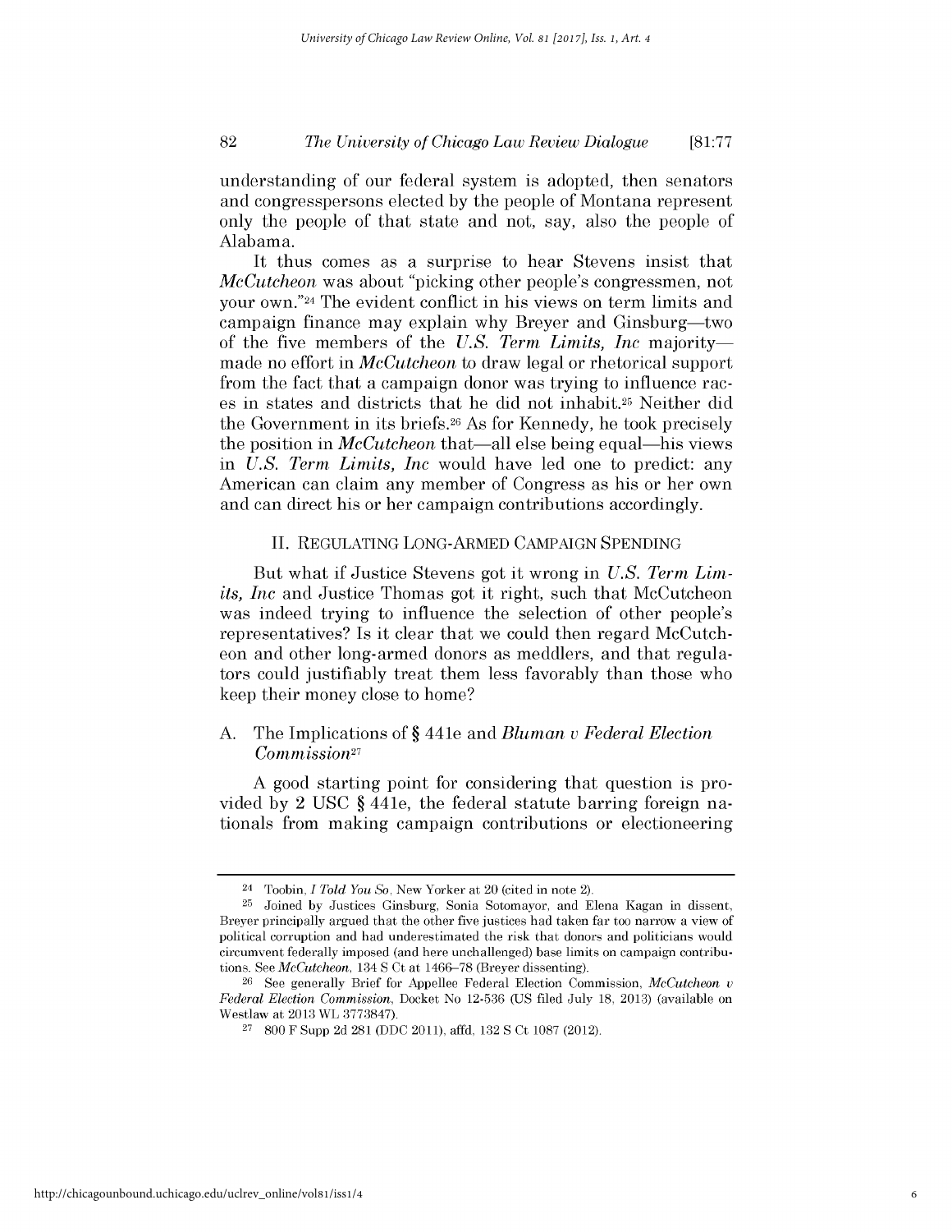understanding of our federal system is adopted, then senators and congresspersons elected by the people of Montana represent only the people of that state and not, say, also the people of Alabama.

It thus comes as a surprise to hear Stevens insist that *McCutcheon* was about "picking other people's congressmen, not your own."[24] The evident conflict in his views on term limits and campaign finance may explain why Breyer and Ginsburg—two of the five members of the *U.S. Term Limits, Inc* majority—made no effort in *McCutcheon* to draw legal or rhetorical support from the fact that a campaign donor was trying to influence races in states and districts that he did not inhabit.[25] Neither did the Government in its briefs.[26] As for Kennedy, he took precisely the position in *McCutcheon* that—all else being equal—his views in *U.S. Term Limits, Inc* would have led one to predict: any American can claim any member of Congress as his or her own and can direct his or her campaign contributions accordingly.

## II. Regulating Long-Armed Campaign Spending

But what if Justice Stevens got it wrong in *U.S. Term Limits, Inc* and Justice Thomas got it right, such that McCutcheon was indeed trying to influence the selection of other people's representatives? Is it clear that we could then regard McCutcheon and other long-armed donors as meddlers, and that regulators could justifiably treat them less favorably than those who keep their money close to home?

### A. The Implications of § 441e and *Bluman v Federal Election Commission*[27]

A good starting point for considering that question is provided by 2 USC § 441e, the federal statute barring foreign nationals from making campaign contributions or electioneering

---

[24] Toobin, *I Told You So*, New Yorker at 20 (cited in note 2).

[25] Joined by Justices Ginsburg, Sonia Sotomayor, and Elena Kagan in dissent, Breyer principally argued that the other five justices had taken far too narrow a view of political corruption and had underestimated the risk that donors and politicians would circumvent federally imposed (and here unchallenged) base limits on campaign contributions. See *McCutcheon*, 134 S Ct at 1466–78 (Breyer dissenting).

[26] See generally Brief for Appellee Federal Election Commission, *McCutcheon v Federal Election Commission*, Docket No 12-536 (US filed July 18, 2013) (available on Westlaw at 2013 WL 3773847).

[27] 800 F Supp 2d 281 (DDC 2011), affd, 132 S Ct 1087 (2012).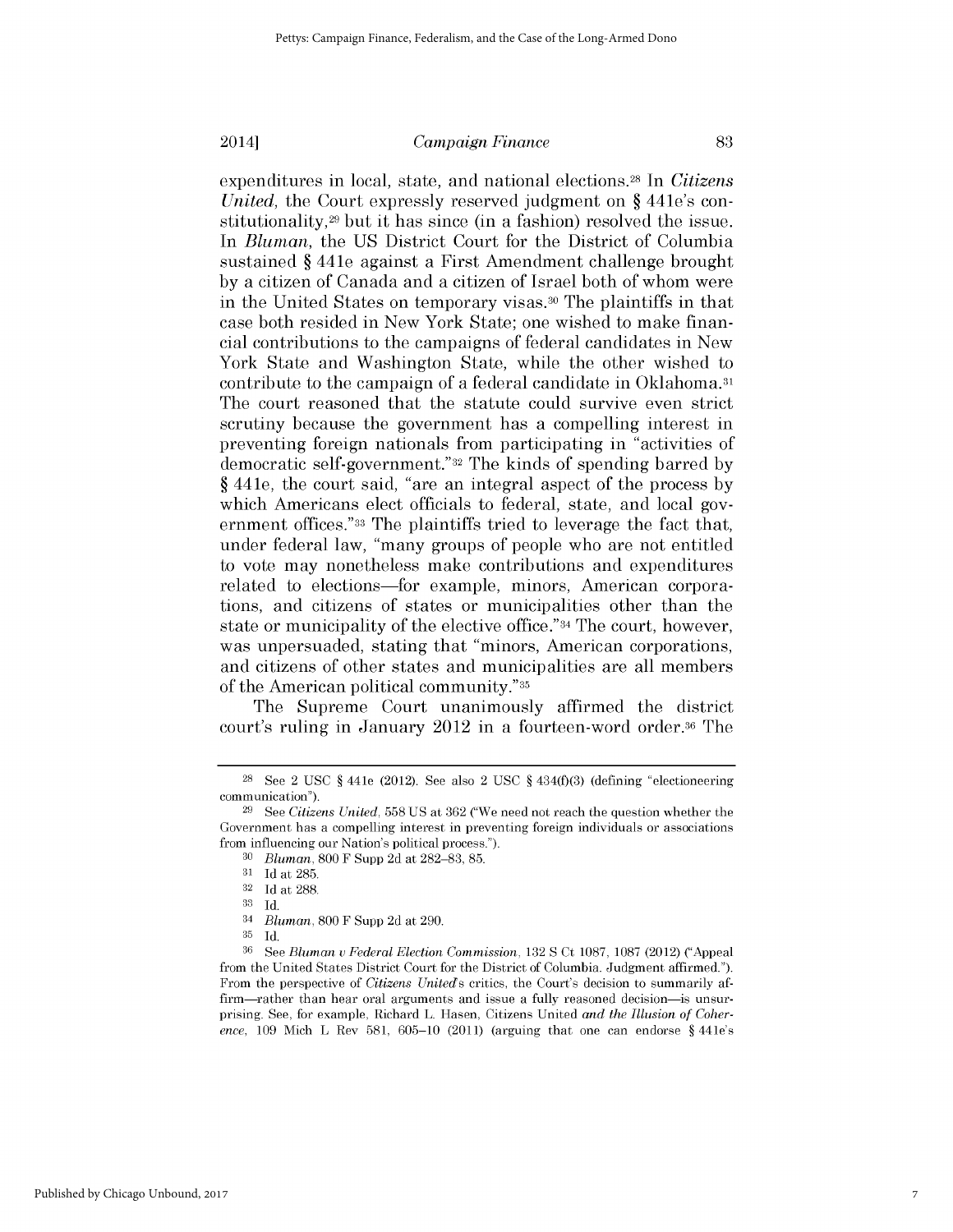expenditures in local, state, and national elections.[28] In *Citizens United*, the Court expressly reserved judgment on § 441e's constitutionality,[29] but it has since (in a fashion) resolved the issue. In *Bluman*, the US District Court for the District of Columbia sustained § 441e against a First Amendment challenge brought by a citizen of Canada and a citizen of Israel both of whom were in the United States on temporary visas.[30] The plaintiffs in that case both resided in New York State; one wished to make financial contributions to the campaigns of federal candidates in New York State and Washington State, while the other wished to contribute to the campaign of a federal candidate in Oklahoma.[31] The court reasoned that the statute could survive even strict scrutiny because the government has a compelling interest in preventing foreign nationals from participating in "activities of democratic self-government."[32] The kinds of spending barred by § 441e, the court said, "are an integral aspect of the process by which Americans elect officials to federal, state, and local government offices."[33] The plaintiffs tried to leverage the fact that, under federal law, "many groups of people who are not entitled to vote may nonetheless make contributions and expenditures related to elections—for example, minors, American corporations, and citizens of states or municipalities other than the state or municipality of the elective office."[34] The court, however, was unpersuaded, stating that "minors, American corporations, and citizens of other states and municipalities are all members of the American political community."[35]

The Supreme Court unanimously affirmed the district court's ruling in January 2012 in a fourteen-word order.[36] The

---

[28] See 2 USC § 441e (2012). See also 2 USC § 434(f)(3) (defining "electioneering communication").

[29] See *Citizens United*, 558 US at 362 ("We need not reach the question whether the Government has a compelling interest in preventing foreign individuals or associations from influencing our Nation's political process.").

[30] *Bluman*, 800 F Supp 2d at 282–83, 85.

[31] Id at 285.

[32] Id at 288.

[33] Id.

[34] *Bluman*, 800 F Supp 2d at 290.

[35] Id.

[36] See *Bluman v Federal Election Commission*, 132 S Ct 1087, 1087 (2012) ("Appeal from the United States District Court for the District of Columbia. Judgment affirmed."). From the perspective of *Citizens United*'s critics, the Court's decision to summarily affirm—rather than hear oral arguments and issue a fully reasoned decision—is unsurprising. See, for example, Richard L. Hasen, Citizens United *and the Illusion of Coherence*, 109 Mich L Rev 581, 605–10 (2011) (arguing that one can endorse § 441e's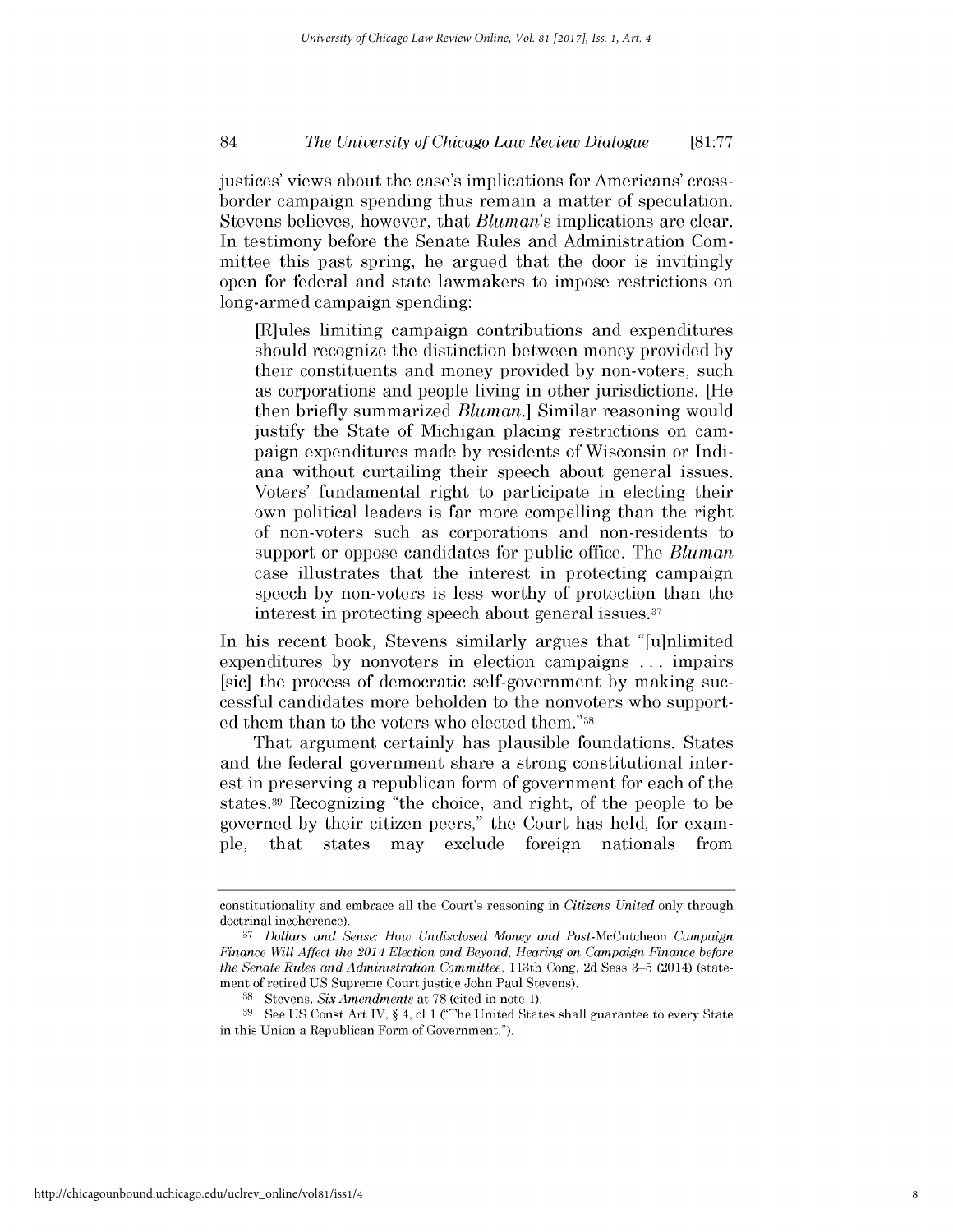justices' views about the case's implications for Americans' cross-border campaign spending thus remain a matter of speculation. Stevens believes, however, that *Bluman*'s implications are clear. In testimony before the Senate Rules and Administration Committee this past spring, he argued that the door is invitingly open for federal and state lawmakers to impose restrictions on long-armed campaign spending:

> [R]ules limiting campaign contributions and expenditures should recognize the distinction between money provided by their constituents and money provided by non-voters, such as corporations and people living in other jurisdictions. [He then briefly summarized *Bluman*.] Similar reasoning would justify the State of Michigan placing restrictions on campaign expenditures made by residents of Wisconsin or Indiana without curtailing their speech about general issues. Voters' fundamental right to participate in electing their own political leaders is far more compelling than the right of non-voters such as corporations and non-residents to support or oppose candidates for public office. The *Bluman* case illustrates that the interest in protecting campaign speech by non-voters is less worthy of protection than the interest in protecting speech about general issues.[37]

In his recent book, Stevens similarly argues that "[u]nlimited expenditures by nonvoters in election campaigns . . . impairs [sic] the process of democratic self-government by making successful candidates more beholden to the nonvoters who supported them than to the voters who elected them."[38]

That argument certainly has plausible foundations. States and the federal government share a strong constitutional interest in preserving a republican form of government for each of the states.[39] Recognizing "the choice, and right, of the people to be governed by their citizen peers," the Court has held, for example, that states may exclude foreign nationals from

---

constitutionality and embrace all the Court's reasoning in *Citizens United* only through doctrinal incoherence).

[37] *Dollars and Sense: How Undisclosed Money and Post-*McCutcheon *Campaign Finance Will Affect the 2014 Election and Beyond, Hearing on Campaign Finance before the Senate Rules and Administration Committee*, 113th Cong, 2d Sess 3–5 (2014) (statement of retired US Supreme Court justice John Paul Stevens).

[38] Stevens, *Six Amendments* at 78 (cited in note 1).

[39] See US Const Art IV, § 4, cl 1 ("The United States shall guarantee to every State in this Union a Republican Form of Government.").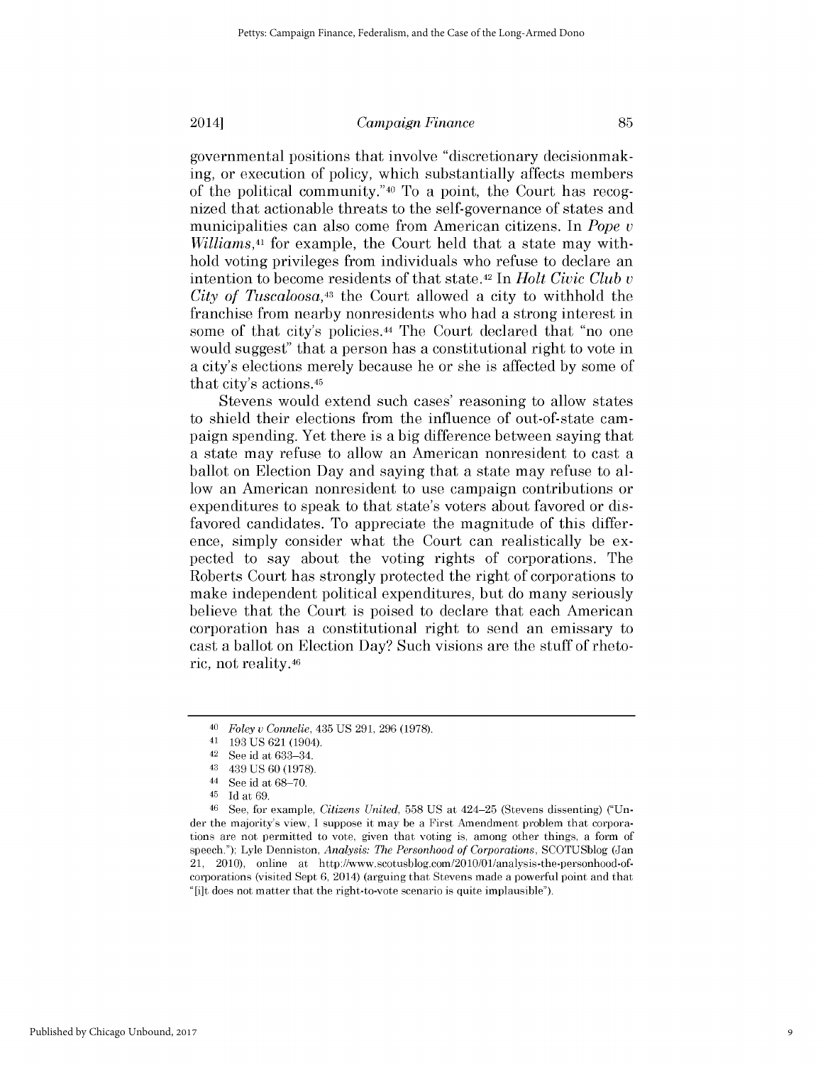governmental positions that involve "discretionary decisionmaking, or execution of policy, which substantially affects members of the political community."[40] To a point, the Court has recognized that actionable threats to the self-governance of states and municipalities can also come from American citizens. In *Pope v Williams*,[41] for example, the Court held that a state may withhold voting privileges from individuals who refuse to declare an intention to become residents of that state.[42] In *Holt Civic Club v City of Tuscaloosa*,[43] the Court allowed a city to withhold the franchise from nearby nonresidents who had a strong interest in some of that city's policies.[44] The Court declared that "no one would suggest" that a person has a constitutional right to vote in a city's elections merely because he or she is affected by some of that city's actions.[45]

Stevens would extend such cases' reasoning to allow states to shield their elections from the influence of out-of-state campaign spending. Yet there is a big difference between saying that a state may refuse to allow an American nonresident to cast a ballot on Election Day and saying that a state may refuse to allow an American nonresident to use campaign contributions or expenditures to speak to that state's voters about favored or disfavored candidates. To appreciate the magnitude of this difference, simply consider what the Court can realistically be expected to say about the voting rights of corporations. The Roberts Court has strongly protected the right of corporations to make independent political expenditures, but do many seriously believe that the Court is poised to declare that each American corporation has a constitutional right to send an emissary to cast a ballot on Election Day? Such visions are the stuff of rhetoric, not reality.[46]

---

[40] *Foley v Connelie*, 435 US 291, 296 (1978).

[41] 193 US 621 (1904).

[42] See id at 633–34.

[43] 439 US 60 (1978).

[44] See id at 68–70.

[45] Id at 69.

[46] See, for example, *Citizens United*, 558 US at 424–25 (Stevens dissenting) ("Under the majority's view, I suppose it may be a First Amendment problem that corporations are not permitted to vote, given that voting is, among other things, a form of speech."); Lyle Denniston, *Analysis: The Personhood of Corporations*, SCOTUSblog (Jan 21, 2010), online at http://www.scotusblog.com/2010/01/analysis-the-personhood-of-corporations (visited Sept 6, 2014) (arguing that Stevens made a powerful point and that "[i]t does not matter that the right-to-vote scenario is quite implausible").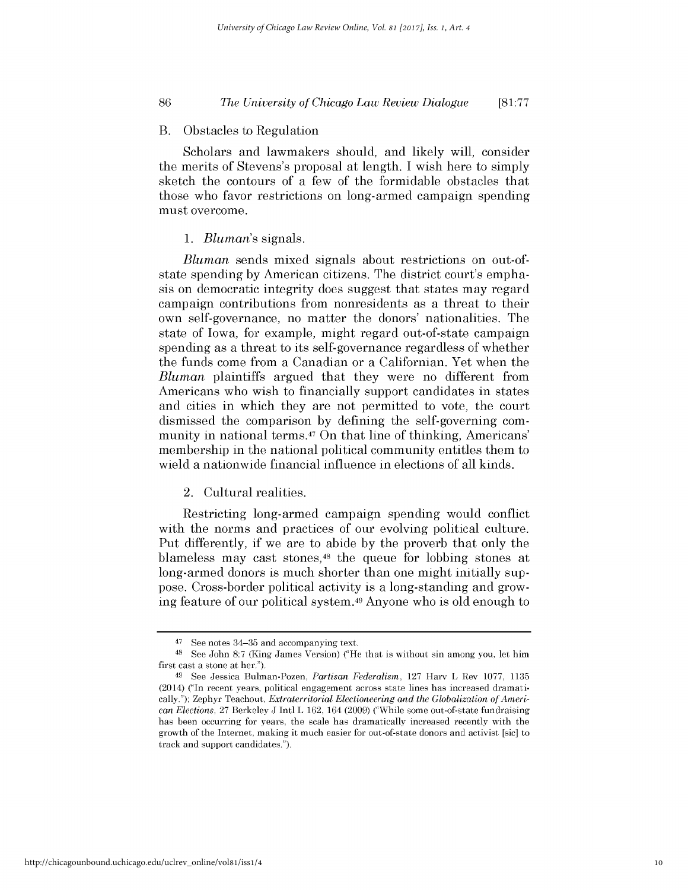## B. Obstacles to Regulation

Scholars and lawmakers should, and likely will, consider the merits of Stevens's proposal at length. I wish here to simply sketch the contours of a few of the formidable obstacles that those who favor restrictions on long-armed campaign spending must overcome.

### 1. *Bluman*'s signals.

*Bluman* sends mixed signals about restrictions on out-of-state spending by American citizens. The district court's emphasis on democratic integrity does suggest that states may regard campaign contributions from nonresidents as a threat to their own self-governance, no matter the donors' nationalities. The state of Iowa, for example, might regard out-of-state campaign spending as a threat to its self-governance regardless of whether the funds come from a Canadian or a Californian. Yet when the *Bluman* plaintiffs argued that they were no different from Americans who wish to financially support candidates in states and cities in which they are not permitted to vote, the court dismissed the comparison by defining the self-governing community in national terms.[47] On that line of thinking, Americans' membership in the national political community entitles them to wield a nationwide financial influence in elections of all kinds.

### 2. Cultural realities.

Restricting long-armed campaign spending would conflict with the norms and practices of our evolving political culture. Put differently, if we are to abide by the proverb that only the blameless may cast stones,[48] the queue for lobbing stones at long-armed donors is much shorter than one might initially suppose. Cross-border political activity is a long-standing and growing feature of our political system.[49] Anyone who is old enough to

---

[47] See notes 34–35 and accompanying text.

[48] See John 8:7 (King James Version) ("He that is without sin among you, let him first cast a stone at her.").

[49] See Jessica Bulman-Pozen, *Partisan Federalism*, 127 Harv L Rev 1077, 1135 (2014) ("In recent years, political engagement across state lines has increased dramatically."); Zephyr Teachout, *Extraterritorial Electioneering and the Globalization of American Elections*, 27 Berkeley J Intl L 162, 164 (2009) ("While some out-of-state fundraising has been occurring for years, the scale has dramatically increased recently with the growth of the Internet, making it much easier for out-of-state donors and activist [sic] to track and support candidates.").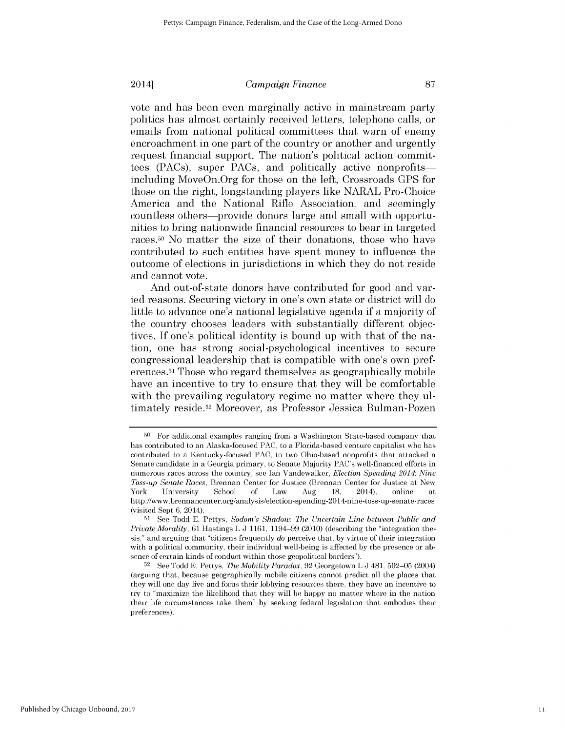vote and has been even marginally active in mainstream party politics has almost certainly received letters, telephone calls, or emails from national political committees that warn of enemy encroachment in one part of the country or another and urgently request financial support. The nation's political action committees (PACs), super PACs, and politically active nonprofits—including MoveOn.Org for those on the left, Crossroads GPS for those on the right, longstanding players like NARAL Pro-Choice America and the National Rifle Association, and seemingly countless others—provide donors large and small with opportunities to bring nationwide financial resources to bear in targeted races.[50] No matter the size of their donations, those who have contributed to such entities have spent money to influence the outcome of elections in jurisdictions in which they do not reside and cannot vote.

And out-of-state donors have contributed for good and varied reasons. Securing victory in one's own state or district will do little to advance one's national legislative agenda if a majority of the country chooses leaders with substantially different objectives. If one's political identity is bound up with that of the nation, one has strong social-psychological incentives to secure congressional leadership that is compatible with one's own preferences.[51] Those who regard themselves as geographically mobile have an incentive to try to ensure that they will be comfortable with the prevailing regulatory regime no matter where they ultimately reside.[52] Moreover, as Professor Jessica Bulman-Pozen

---

[50] For additional examples ranging from a Washington State-based company that has contributed to an Alaska-focused PAC, to a Florida-based venture capitalist who has contributed to a Kentucky-focused PAC, to two Ohio-based nonprofits that attacked a Senate candidate in a Georgia primary, to Senate Majority PAC's well-financed efforts in numerous races across the country, see Ian Vandewalker, *Election Spending 2014: Nine Toss-up Senate Races*, Brennan Center for Justice (Brennan Center for Justice at New York University School of Law Aug 18, 2014), online at http://www.brennancenter.org/analysis/election-spending-2014-nine-toss-up-senate-races (visited Sept 6, 2014).

[51] See Todd E. Pettys, *Sodom's Shadow: The Uncertain Line between Public and Private Morality*, 61 Hastings L J 1161, 1194–99 (2010) (describing the "integration thesis," and arguing that "citizens frequently *do* perceive that, by virtue of their integration with a political community, their individual well-being is affected by the presence or absence of certain kinds of conduct within those geopolitical borders").

[52] See Todd E. Pettys, *The Mobility Paradox*, 92 Georgetown L J 481, 502–05 (2004) (arguing that, because geographically mobile citizens cannot predict all the places that they will one day live and focus their lobbying resources there, they have an incentive to try to "maximize the likelihood that they will be happy no matter where in the nation their life circumstances take them" by seeking federal legislation that embodies their preferences).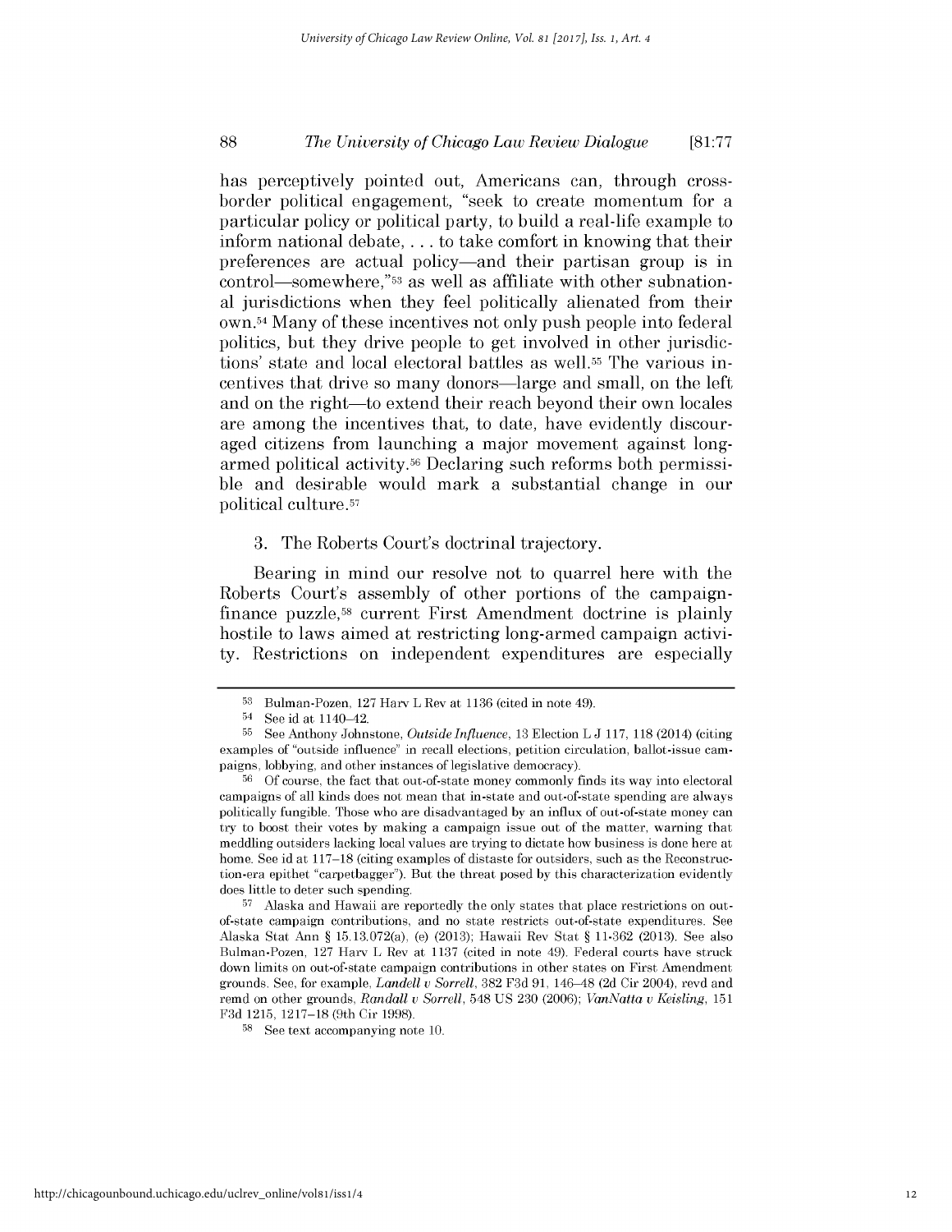has perceptively pointed out, Americans can, through cross-border political engagement, "seek to create momentum for a particular policy or political party, to build a real-life example to inform national debate, . . . to take comfort in knowing that their preferences are actual policy—and their partisan group is in control—somewhere,"[53] as well as affiliate with other subnational jurisdictions when they feel politically alienated from their own.[54] Many of these incentives not only push people into federal politics, but they drive people to get involved in other jurisdictions' state and local electoral battles as well.[55] The various incentives that drive so many donors—large and small, on the left and on the right—to extend their reach beyond their own locales are among the incentives that, to date, have evidently discouraged citizens from launching a major movement against long-armed political activity.[56] Declaring such reforms both permissible and desirable would mark a substantial change in our political culture.[57]

3. The Roberts Court's doctrinal trajectory.

Bearing in mind our resolve not to quarrel here with the Roberts Court's assembly of other portions of the campaign-finance puzzle,[58] current First Amendment doctrine is plainly hostile to laws aimed at restricting long-armed campaign activity. Restrictions on independent expenditures are especially

---

[53] Bulman-Pozen, 127 Harv L Rev at 1136 (cited in note 49).

[54] See id at 1140–42.

[55] See Anthony Johnstone, *Outside Influence*, 13 Election L J 117, 118 (2014) (citing examples of "outside influence" in recall elections, petition circulation, ballot-issue campaigns, lobbying, and other instances of legislative democracy).

[56] Of course, the fact that out-of-state money commonly finds its way into electoral campaigns of all kinds does not mean that in-state and out-of-state spending are always politically fungible. Those who are disadvantaged by an influx of out-of-state money can try to boost their votes by making a campaign issue out of the matter, warning that meddling outsiders lacking local values are trying to dictate how business is done here at home. See id at 117–18 (citing examples of distaste for outsiders, such as the Reconstruction-era epithet "carpetbagger"). But the threat posed by this characterization evidently does little to deter such spending.

[57] Alaska and Hawaii are reportedly the only states that place restrictions on out-of-state campaign contributions, and no state restricts out-of-state expenditures. See Alaska Stat Ann § 15.13.072(a), (e) (2013); Hawaii Rev Stat § 11-362 (2013). See also Bulman-Pozen, 127 Harv L Rev at 1137 (cited in note 49). Federal courts have struck down limits on out-of-state campaign contributions in other states on First Amendment grounds. See, for example, *Landell v Sorrell*, 382 F3d 91, 146–48 (2d Cir 2004), revd and remd on other grounds, *Randall v Sorrell*, 548 US 230 (2006); *VanNatta v Keisling*, 151 F3d 1215, 1217–18 (9th Cir 1998).

[58] See text accompanying note 10.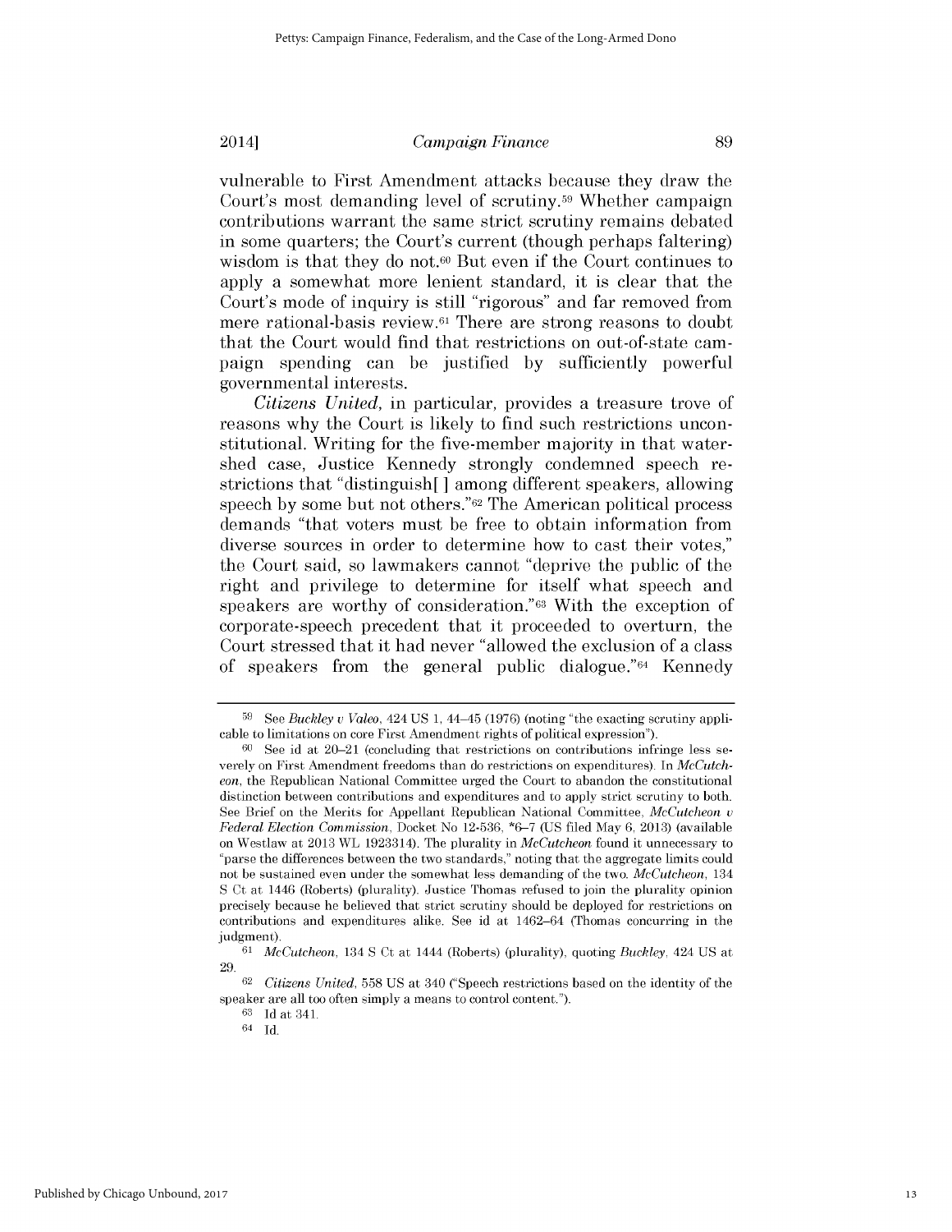vulnerable to First Amendment attacks because they draw the Court's most demanding level of scrutiny.[59] Whether campaign contributions warrant the same strict scrutiny remains debated in some quarters; the Court's current (though perhaps faltering) wisdom is that they do not.[60] But even if the Court continues to apply a somewhat more lenient standard, it is clear that the Court's mode of inquiry is still "rigorous" and far removed from mere rational-basis review.[61] There are strong reasons to doubt that the Court would find that restrictions on out-of-state campaign spending can be justified by sufficiently powerful governmental interests.

*Citizens United*, in particular, provides a treasure trove of reasons why the Court is likely to find such restrictions unconstitutional. Writing for the five-member majority in that watershed case, Justice Kennedy strongly condemned speech restrictions that "distinguish[ ] among different speakers, allowing speech by some but not others."[62] The American political process demands "that voters must be free to obtain information from diverse sources in order to determine how to cast their votes," the Court said, so lawmakers cannot "deprive the public of the right and privilege to determine for itself what speech and speakers are worthy of consideration."[63] With the exception of corporate-speech precedent that it proceeded to overturn, the Court stressed that it had never "allowed the exclusion of a class of speakers from the general public dialogue."[64] Kennedy

---

[59] See *Buckley v Valeo*, 424 US 1, 44–45 (1976) (noting "the exacting scrutiny applicable to limitations on core First Amendment rights of political expression").

[60] See id at 20–21 (concluding that restrictions on contributions infringe less severely on First Amendment freedoms than do restrictions on expenditures). In *McCutcheon*, the Republican National Committee urged the Court to abandon the constitutional distinction between contributions and expenditures and to apply strict scrutiny to both. See Brief on the Merits for Appellant Republican National Committee, *McCutcheon v Federal Election Commission*, Docket No 12-536, *6–7 (US filed May 6, 2013) (available on Westlaw at 2013 WL 1923314). The plurality in *McCutcheon* found it unnecessary to "parse the differences between the two standards," noting that the aggregate limits could not be sustained even under the somewhat less demanding of the two. *McCutcheon*, 134 S Ct at 1446 (Roberts) (plurality). Justice Thomas refused to join the plurality opinion precisely because he believed that strict scrutiny should be deployed for restrictions on contributions and expenditures alike. See id at 1462–64 (Thomas concurring in the judgment).

[61] *McCutcheon*, 134 S Ct at 1444 (Roberts) (plurality), quoting *Buckley*, 424 US at 29.

[62] *Citizens United*, 558 US at 340 ("Speech restrictions based on the identity of the speaker are all too often simply a means to control content.").

[63] Id at 341.

[64] Id.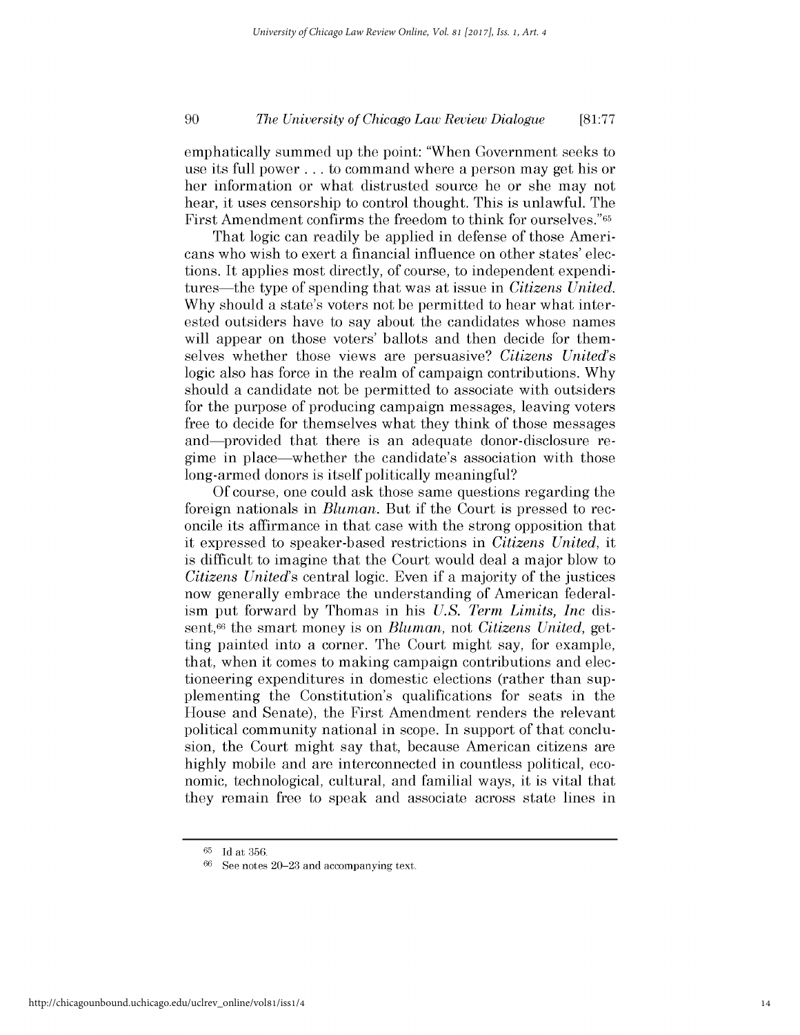emphatically summed up the point: "When Government seeks to use its full power . . . to command where a person may get his or her information or what distrusted source he or she may not hear, it uses censorship to control thought. This is unlawful. The First Amendment confirms the freedom to think for ourselves."[65]

That logic can readily be applied in defense of those Americans who wish to exert a financial influence on other states' elections. It applies most directly, of course, to independent expenditures—the type of spending that was at issue in *Citizens United*. Why should a state's voters not be permitted to hear what interested outsiders have to say about the candidates whose names will appear on those voters' ballots and then decide for themselves whether those views are persuasive? *Citizens United*'s logic also has force in the realm of campaign contributions. Why should a candidate not be permitted to associate with outsiders for the purpose of producing campaign messages, leaving voters free to decide for themselves what they think of those messages and—provided that there is an adequate donor-disclosure regime in place—whether the candidate's association with those long-armed donors is itself politically meaningful?

Of course, one could ask those same questions regarding the foreign nationals in *Bluman*. But if the Court is pressed to reconcile its affirmance in that case with the strong opposition that it expressed to speaker-based restrictions in *Citizens United*, it is difficult to imagine that the Court would deal a major blow to *Citizens United*'s central logic. Even if a majority of the justices now generally embrace the understanding of American federalism put forward by Thomas in his *U.S. Term Limits, Inc* dissent,[66] the smart money is on *Bluman*, not *Citizens United*, getting painted into a corner. The Court might say, for example, that, when it comes to making campaign contributions and electioneering expenditures in domestic elections (rather than supplementing the Constitution's qualifications for seats in the House and Senate), the First Amendment renders the relevant political community national in scope. In support of that conclusion, the Court might say that, because American citizens are highly mobile and are interconnected in countless political, economic, technological, cultural, and familial ways, it is vital that they remain free to speak and associate across state lines in

---

[65] Id at 356.

[66] See notes 20–23 and accompanying text.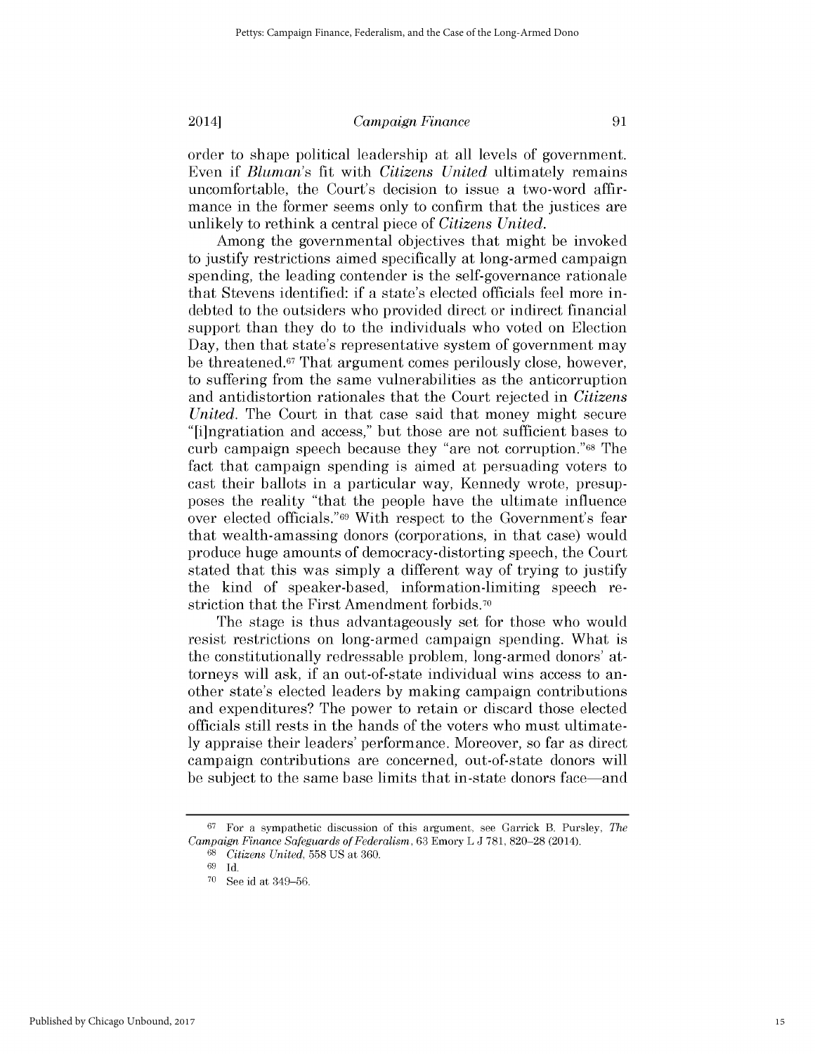order to shape political leadership at all levels of government. Even if *Bluman*'s fit with *Citizens United* ultimately remains uncomfortable, the Court's decision to issue a two-word affirmance in the former seems only to confirm that the justices are unlikely to rethink a central piece of *Citizens United*.

Among the governmental objectives that might be invoked to justify restrictions aimed specifically at long-armed campaign spending, the leading contender is the self-governance rationale that Stevens identified: if a state's elected officials feel more indebted to the outsiders who provided direct or indirect financial support than they do to the individuals who voted on Election Day, then that state's representative system of government may be threatened.[67] That argument comes perilously close, however, to suffering from the same vulnerabilities as the anticorruption and antidistortion rationales that the Court rejected in *Citizens United*. The Court in that case said that money might secure "[i]ngratiation and access," but those are not sufficient bases to curb campaign speech because they "are not corruption."[68] The fact that campaign spending is aimed at persuading voters to cast their ballots in a particular way, Kennedy wrote, presupposes the reality "that the people have the ultimate influence over elected officials."[69] With respect to the Government's fear that wealth-amassing donors (corporations, in that case) would produce huge amounts of democracy-distorting speech, the Court stated that this was simply a different way of trying to justify the kind of speaker-based, information-limiting speech restriction that the First Amendment forbids.[70]

The stage is thus advantageously set for those who would resist restrictions on long-armed campaign spending. What is the constitutionally redressable problem, long-armed donors' attorneys will ask, if an out-of-state individual wins access to another state's elected leaders by making campaign contributions and expenditures? The power to retain or discard those elected officials still rests in the hands of the voters who must ultimately appraise their leaders' performance. Moreover, so far as direct campaign contributions are concerned, out-of-state donors will be subject to the same base limits that in-state donors face—and

---

[67] For a sympathetic discussion of this argument, see Garrick B. Pursley, *The Campaign Finance Safeguards of Federalism*, 63 Emory L J 781, 820–28 (2014).

[68] *Citizens United*, 558 US at 360.

[69] Id.

[70] See id at 349–56.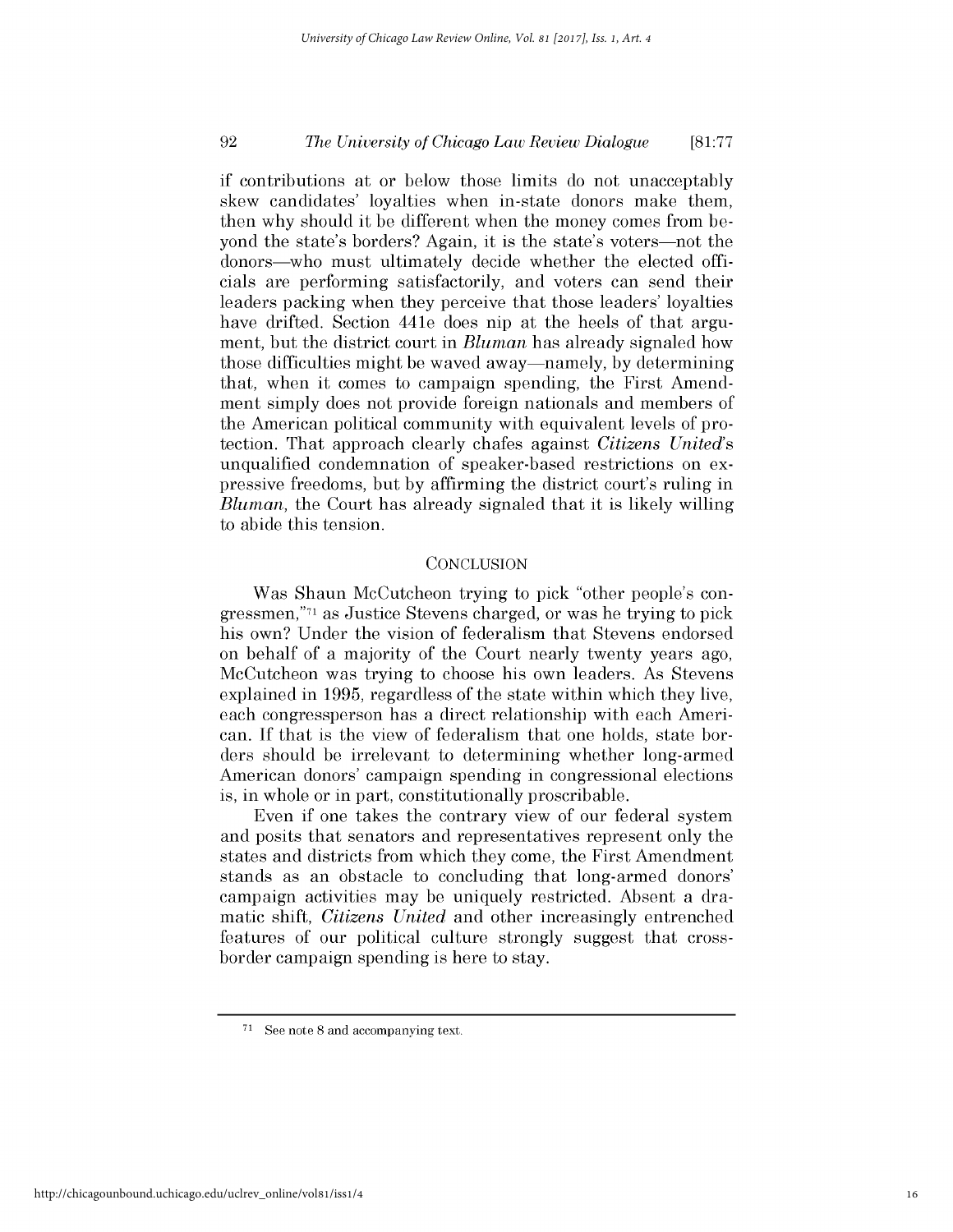if contributions at or below those limits do not unacceptably skew candidates' loyalties when in-state donors make them, then why should it be different when the money comes from beyond the state's borders? Again, it is the state's voters—not the donors—who must ultimately decide whether the elected officials are performing satisfactorily, and voters can send their leaders packing when they perceive that those leaders' loyalties have drifted. Section 441e does nip at the heels of that argument, but the district court in *Bluman* has already signaled how those difficulties might be waved away—namely, by determining that, when it comes to campaign spending, the First Amendment simply does not provide foreign nationals and members of the American political community with equivalent levels of protection. That approach clearly chafes against *Citizens United*'s unqualified condemnation of speaker-based restrictions on expressive freedoms, but by affirming the district court's ruling in *Bluman*, the Court has already signaled that it is likely willing to abide this tension.

## CONCLUSION

Was Shaun McCutcheon trying to pick "other people's congressmen,"[71] as Justice Stevens charged, or was he trying to pick his own? Under the vision of federalism that Stevens endorsed on behalf of a majority of the Court nearly twenty years ago, McCutcheon was trying to choose his own leaders. As Stevens explained in 1995, regardless of the state within which they live, each congressperson has a direct relationship with each American. If that is the view of federalism that one holds, state borders should be irrelevant to determining whether long-armed American donors' campaign spending in congressional elections is, in whole or in part, constitutionally proscribable.

Even if one takes the contrary view of our federal system and posits that senators and representatives represent only the states and districts from which they come, the First Amendment stands as an obstacle to concluding that long-armed donors' campaign activities may be uniquely restricted. Absent a dramatic shift, *Citizens United* and other increasingly entrenched features of our political culture strongly suggest that cross-border campaign spending is here to stay.

---

[71] See note 8 and accompanying text.